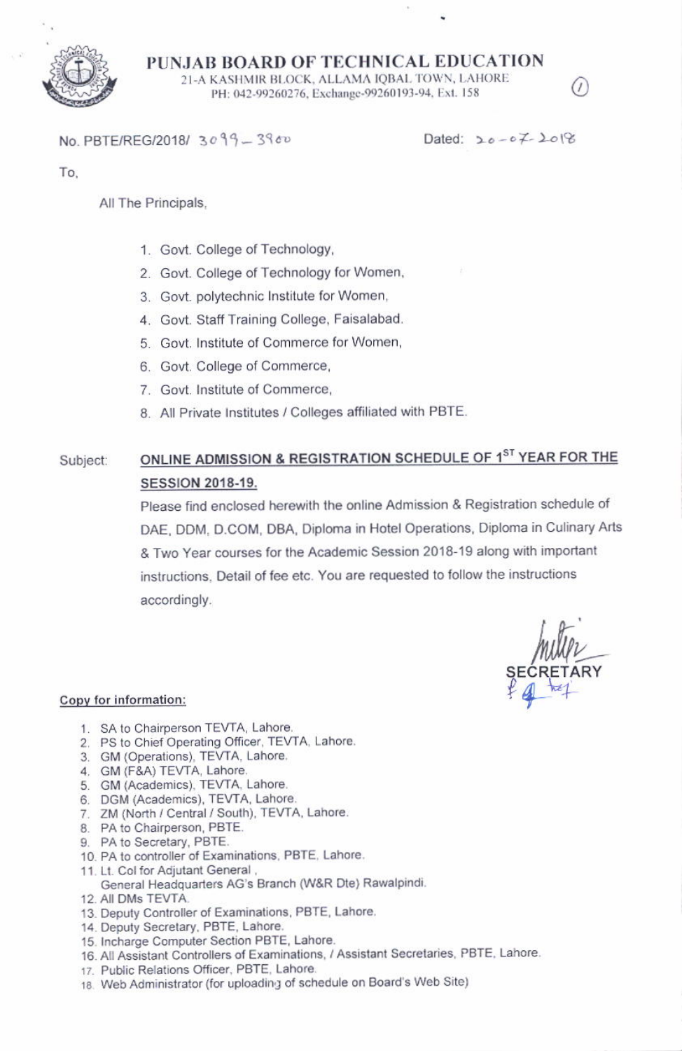# PUNJAB BOARD OF TECHNICAL EDUCATION

21-A KASHMIR BLOCK, ALLAMA IQBAL TOWN, LAHORE
PH: 042-99260276, Exchange-99260193-94, Ext. 158

(1)

No. PBTE/REG/2018/ 3099 – 3900 Dated: 20-07-2018

To,

All The Principals,

1. Govt. College of Technology,
2. Govt. College of Technology for Women,
3. Govt. polytechnic Institute for Women,
4. Govt. Staff Training College, Faisalabad.
5. Govt. Institute of Commerce for Women,
6. Govt. College of Commerce,
7. Govt. Institute of Commerce,
8. All Private Institutes / Colleges affiliated with PBTE.

Subject: **ONLINE ADMISSION & REGISTRATION SCHEDULE OF 1ST YEAR FOR THE SESSION 2018-19.**

Please find enclosed herewith the online Admission & Registration schedule of DAE, DDM, D.COM, DBA, Diploma in Hotel Operations, Diploma in Culinary Arts & Two Year courses for the Academic Session 2018-19 along with important instructions, Detail of fee etc. You are requested to follow the instructions accordingly.

SECRETARY

**Copy for information:**

1. SA to Chairperson TEVTA, Lahore.
2. PS to Chief Operating Officer, TEVTA, Lahore.
3. GM (Operations), TEVTA, Lahore.
4. GM (F&A) TEVTA, Lahore.
5. GM (Academics), TEVTA, Lahore.
6. DGM (Academics), TEVTA, Lahore.
7. ZM (North / Central / South), TEVTA, Lahore.
8. PA to Chairperson, PBTE.
9. PA to Secretary, PBTE.
10. PA to controller of Examinations, PBTE, Lahore.
11. Lt. Col for Adjutant General , General Headquarters AG's Branch (W&R Dte) Rawalpindi.
12. All DMs TEVTA.
13. Deputy Controller of Examinations, PBTE, Lahore.
14. Deputy Secretary, PBTE, Lahore.
15. Incharge Computer Section PBTE, Lahore.
16. All Assistant Controllers of Examinations, / Assistant Secretaries, PBTE, Lahore.
17. Public Relations Officer, PBTE, Lahore.
18. Web Administrator (for uploading of schedule on Board's Web Site)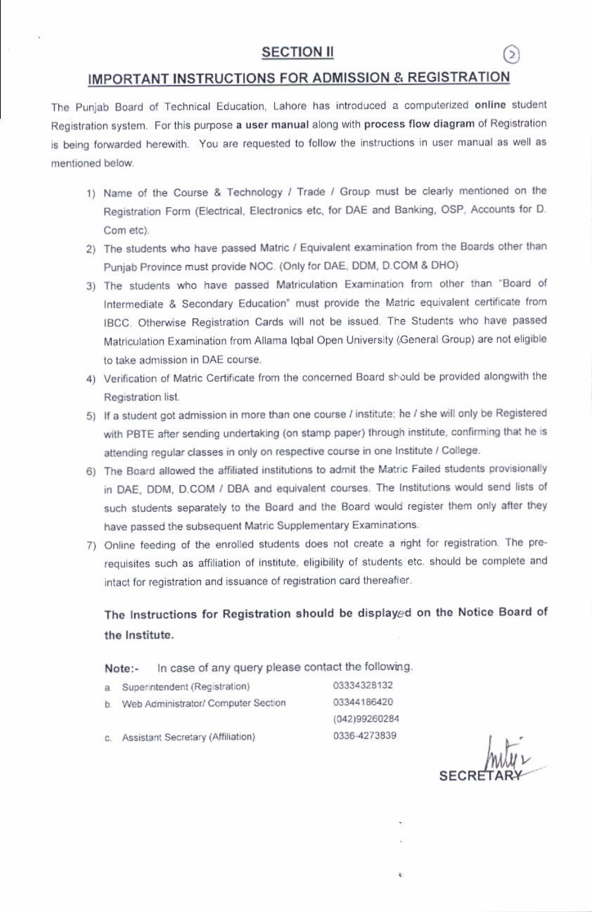## SECTION II

## IMPORTANT INSTRUCTIONS FOR ADMISSION & REGISTRATION

The Punjab Board of Technical Education, Lahore has introduced a computerized **online** student Registration system. For this purpose **a user manual** along with **process flow diagram** of Registration is being forwarded herewith. You are requested to follow the instructions in user manual as well as mentioned below.

1) Name of the Course & Technology / Trade / Group must be clearly mentioned on the Registration Form (Electrical, Electronics etc, for DAE and Banking, OSP, Accounts for D. Com etc).
2) The students who have passed Matric / Equivalent examination from the Boards other than Punjab Province must provide NOC. (Only for DAE, DDM, D.COM & DHO)
3) The students who have passed Matriculation Examination from other than "Board of Intermediate & Secondary Education" must provide the Matric equivalent certificate from IBCC. Otherwise Registration Cards will not be issued. The Students who have passed Matriculation Examination from Allama Iqbal Open University (General Group) are not eligible to take admission in DAE course.
4) Verification of Matric Certificate from the concerned Board should be provided alongwith the Registration list.
5) If a student got admission in more than one course / institute; he / she will only be Registered with PBTE after sending undertaking (on stamp paper) through institute, confirming that he is attending regular classes in only on respective course in one Institute / College.
6) The Board allowed the affiliated institutions to admit the Matric Failed students provisionally in DAE, DDM, D.COM / DBA and equivalent courses. The Institutions would send lists of such students separately to the Board and the Board would register them only after they have passed the subsequent Matric Supplementary Examinations.
7) Online feeding of the enrolled students does not create a right for registration. The pre-requisites such as affiliation of institute, eligibility of students etc. should be complete and intact for registration and issuance of registration card thereafter.

**The Instructions for Registration should be displayed on the Notice Board of the Institute.**

**Note:-** In case of any query please contact the following.

| | |
|---|---|
| a. Superintendent (Registration) | 03334328132 |
| b. Web Administrator/ Computer Section | 03344186420<br>(042)99260284 |
| c. Assistant Secretary (Affiliation) | 0336-4273839 |

SECRETARY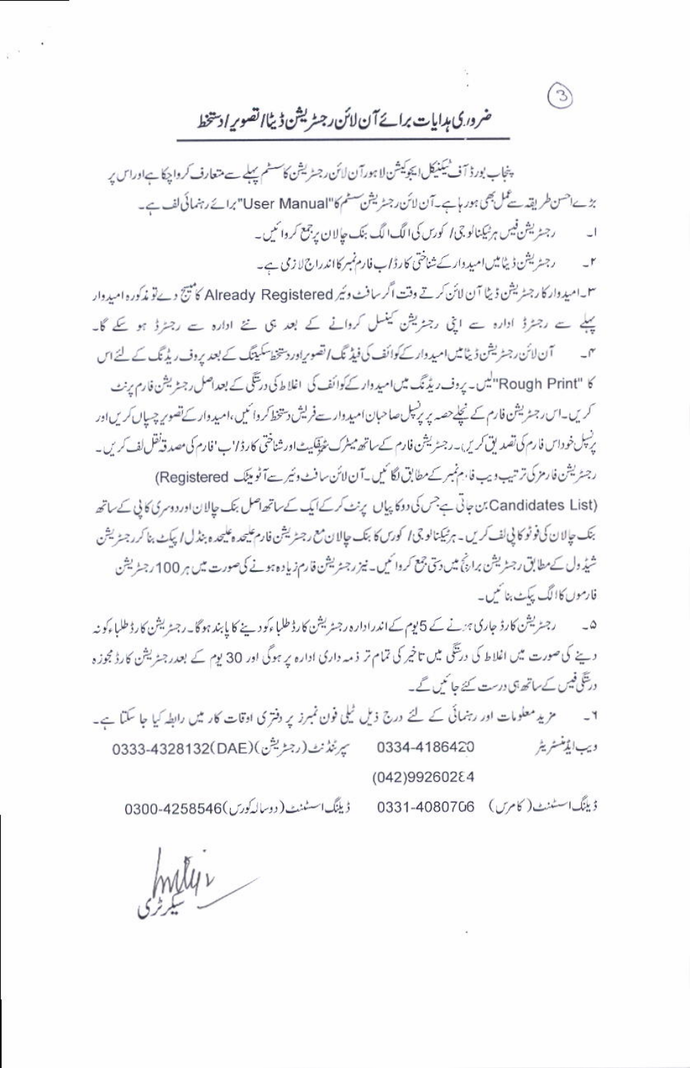## ضروری ہدایات برائے آن لائن رجسٹریشن ڈیٹا/تصویر/دستخط

پنجاب بورڈ آف ٹیکنیکل ایجوکیشن لاہور آن لائن رجسٹریشن کا سسٹم پہلے سے متعارف کروا چکا ہے اور اس پر بڑے احسن طریقہ سے عمل بھی ہو رہا ہے۔ آن لائن رجسٹریشن سسٹم کا "User Manual" برائے رہنمائی لف ہے۔

۱۔ رجسٹریشن فیس ہر ٹیکنالوجی/ کورس کی الگ الگ بنک چالان پر جمع کروائیں۔

۲۔ رجسٹریشن ڈیٹا میں امیدوار کے شناختی کارڈ/ب فارم نمبر کا اندراج لازمی ہے۔

۳۔ امیدوار کا رجسٹریشن ڈیٹا آن لائن کرتے وقت اگر سافٹ ویئر Already Registered کا میسج دے تو مذکورہ امیدوار پہلے سے رجسٹرڈ ادارہ سے اپنی رجسٹریشن کینسل کروانے کے بعد ہی نئے ادارہ سے رجسٹرڈ ہو سکے گا۔

۴۔ آن لائن رجسٹریشن ڈیٹا میں امیدوار کے کوائف کی فیڈنگ/ تصویر اور دستخط سکیننگ کے بعد پروف ریڈنگ کے لئے اس کا "Rough Print" لیں۔ پروف ریڈنگ میں امیدوار کے کوائف کی اغلاط کی درستگی کے بعد اصل رجسٹریشن فارم پرنٹ کریں۔ اس رجسٹریشن فارم کے نچلے حصہ پر پرنسپل صاحبان امیدوار سے فریش دستخط کروائیں، امیدوار کی تصویر چسپاں کریں اور پرنسپل خود اس فارم کی تصدیق کریں۔ رجسٹریشن فارم کے ساتھ میٹرک سرٹیفکیٹ اور شناختی کارڈ/'ب' فارم کی مصدقہ نقل لف کریں۔ رجسٹریشن فارمز کی ترتیب ویب فارم نمبر کے مطابق لگائیں۔ آن لائن سافٹ ویئر سے آٹومیٹک Registered Candidates List) بن جاتی ہے جس کی دو کاپیاں پرنٹ کر کے ایک کے ساتھ اصل بنک چالان اور دوسری کاپی کے ساتھ بنک چالان کی فوٹو کاپی لف کریں۔ ہر ٹیکنالوجی/ کورس کا بنک چالان مع رجسٹریشن فارم علیحدہ علیحدہ بنڈل/ پیکٹ بنا کر رجسٹریشن شیڈول کے مطابق رجسٹریشن برانچ میں دستی جمع کروائیں۔ نیز رجسٹریشن فارم زیادہ ہونے کی صورت میں ہر 100 رجسٹریشن فارموں کا الگ پیکٹ بنائیں۔

۵۔ رجسٹریشن کارڈ جاری ہونے کے 5 یوم کے اندر ادارہ رجسٹریشن کارڈ طلباء کو دینے کا پابند ہوگا۔ رجسٹریشن کارڈ طلباء کو نہ دینے کی صورت میں اغلاط کی درستگی میں تاخیر کی تمام تر ذمہ داری ادارہ پر ہوگی اور 30 یوم کے بعد رجسٹریشن کارڈ مجوزہ درستگی فیس کے ساتھ ہی درست کئے جائیں گے۔

۶۔ مزید معلومات اور رہنمائی کے لئے درج ذیل ٹیلی فون نمبرز پر دفتری اوقات کار میں رابطہ کیا جا سکتا ہے۔

ویب ایڈمنسٹریٹر 0334-4186420 &nbsp;&nbsp; سپرنٹنڈنٹ (رجسٹریشن) (DAE) 0333-4328132

(042)99260264

ڈیلنگ اسسٹنٹ (کامرس) 0331-4080706 &nbsp;&nbsp; ڈیلنگ اسسٹنٹ (دوسالہ کورس) 0300-4258546

سیکرٹری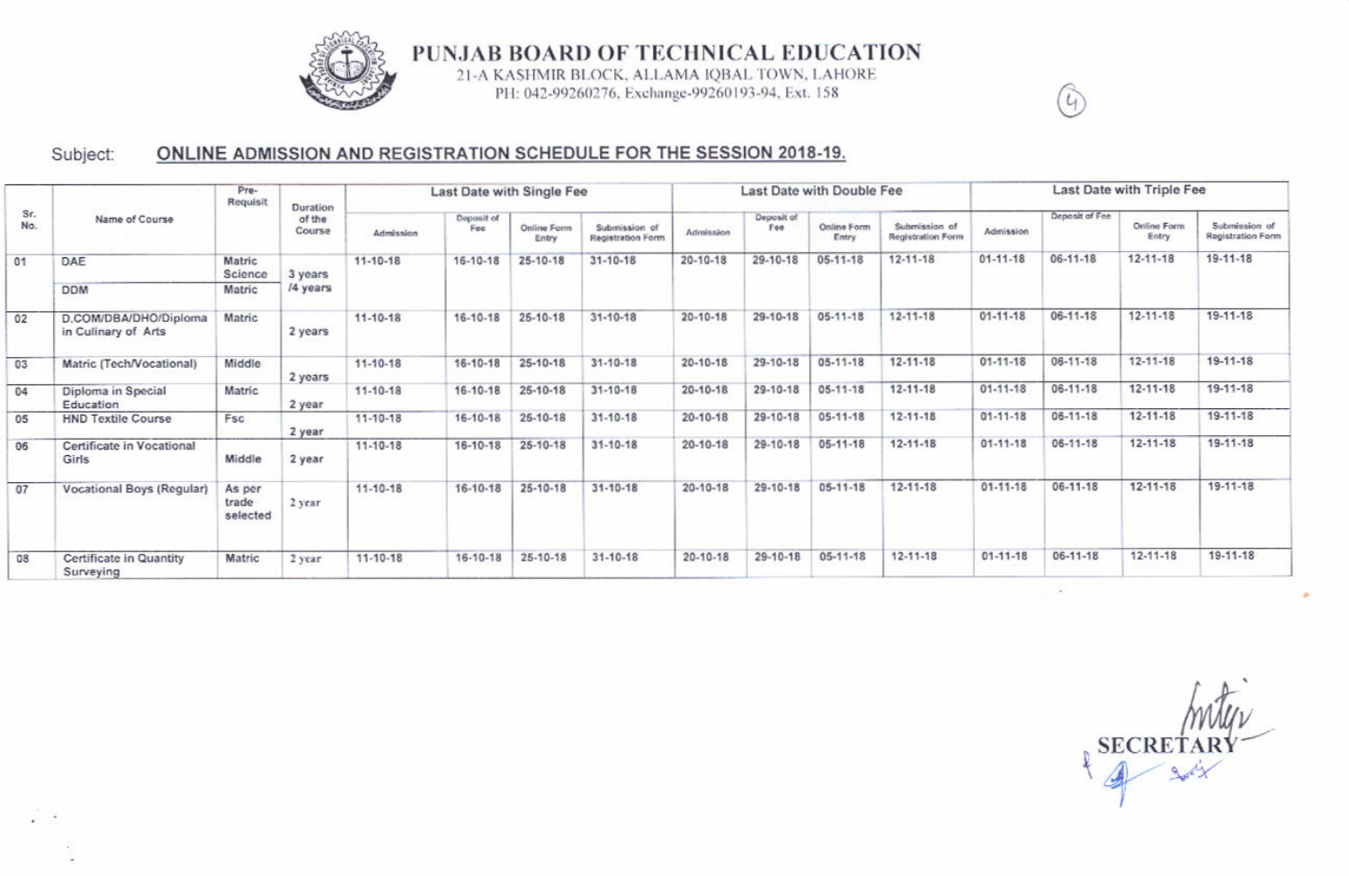# PUNJAB BOARD OF TECHNICAL EDUCATION

21-A KASHMIR BLOCK, ALLAMA IQBAL TOWN, LAHORE
PH: 042-99260276, Exchange-99260193-94, Ext. 158

(4)

Subject: **ONLINE ADMISSION AND REGISTRATION SCHEDULE FOR THE SESSION 2018-19.**

| Sr. No. | Name of Course | Pre-Requisit | Duration of the Course | Last Date with Single Fee | | | | Last Date with Double Fee | | | | Last Date with Triple Fee | | | |
|---|---|---|---|---|---|---|---|---|---|---|---|---|---|---|---|
| | | | | Admission | Deposit of Fee | Online Form Entry | Submission of Registration Form | Admission | Deposit of Fee | Online Form Entry | Submission of Registration Form | Admission | Deposit of Fee | Online Form Entry | Submission of Registration Form |
| 01 | DAE<br>DDM | Matric Science<br>Matric | 3 years /4 years | 11-10-18 | 16-10-18 | 25-10-18 | 31-10-18 | 20-10-18 | 29-10-18 | 05-11-18 | 12-11-18 | 01-11-18 | 06-11-18 | 12-11-18 | 19-11-18 |
| 02 | D.COM/DBA/DHO/Diploma in Culinary of Arts | Matric | 2 years | 11-10-18 | 16-10-18 | 25-10-18 | 31-10-18 | 20-10-18 | 29-10-18 | 05-11-18 | 12-11-18 | 01-11-18 | 06-11-18 | 12-11-18 | 19-11-18 |
| 03 | Matric (Tech/Vocational) | Middle | 2 years | 11-10-18 | 16-10-18 | 25-10-18 | 31-10-18 | 20-10-18 | 29-10-18 | 05-11-18 | 12-11-18 | 01-11-18 | 06-11-18 | 12-11-18 | 19-11-18 |
| 04 | Diploma in Special Education | Matric | 2 year | 11-10-18 | 16-10-18 | 25-10-18 | 31-10-18 | 20-10-18 | 29-10-18 | 05-11-18 | 12-11-18 | 01-11-18 | 06-11-18 | 12-11-18 | 19-11-18 |
| 05 | HND Textile Course | Fsc | 2 year | 11-10-18 | 16-10-18 | 25-10-18 | 31-10-18 | 20-10-18 | 29-10-18 | 05-11-18 | 12-11-18 | 01-11-18 | 06-11-18 | 12-11-18 | 19-11-18 |
| 06 | Certificate in Vocational Girls | Middle | 2 year | 11-10-18 | 16-10-18 | 25-10-18 | 31-10-18 | 20-10-18 | 29-10-18 | 05-11-18 | 12-11-18 | 01-11-18 | 06-11-18 | 12-11-18 | 19-11-18 |
| 07 | Vocational Boys (Regular) | As per trade selected | 2 year | 11-10-18 | 16-10-18 | 25-10-18 | 31-10-18 | 20-10-18 | 29-10-18 | 05-11-18 | 12-11-18 | 01-11-18 | 06-11-18 | 12-11-18 | 19-11-18 |
| 08 | Certificate in Quantity Surveying | Matric | 2 year | 11-10-18 | 16-10-18 | 25-10-18 | 31-10-18 | 20-10-18 | 29-10-18 | 05-11-18 | 12-11-18 | 01-11-18 | 06-11-18 | 12-11-18 | 19-11-18 |

SECRETARY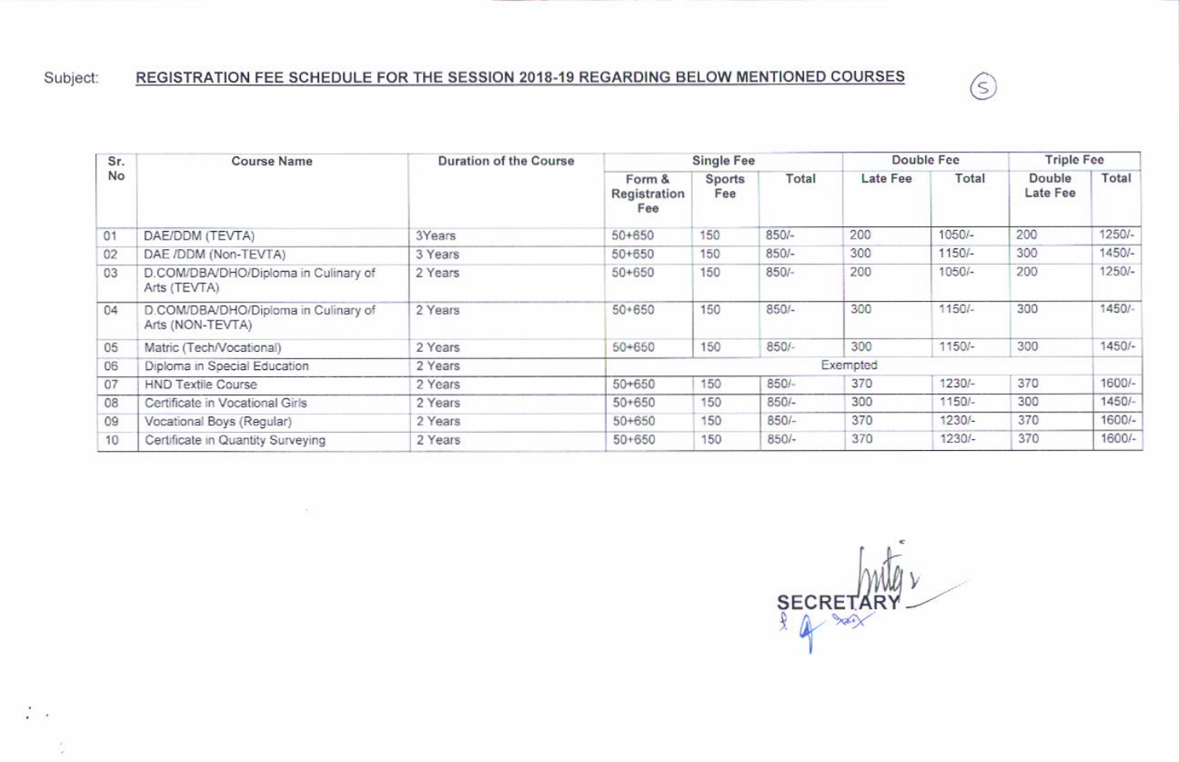Subject: **REGISTRATION FEE SCHEDULE FOR THE SESSION 2018-19 REGARDING BELOW MENTIONED COURSES**

| Sr. No | Course Name | Duration of the Course | Single Fee | | | Double Fee | | Triple Fee | |
|---|---|---|---|---|---|---|---|---|---|
| | | | Form & Registration Fee | Sports Fee | Total | Late Fee | Total | Double Late Fee | Total |
| 01 | DAE/DDM (TEVTA) | 3Years | 50+650 | 150 | 850/- | 200 | 1050/- | 200 | 1250/- |
| 02 | DAE /DDM (Non-TEVTA) | 3 Years | 50+650 | 150 | 850/- | 300 | 1150/- | 300 | 1450/- |
| 03 | D.COM/DBA/DHO/Diploma in Culinary of Arts (TEVTA) | 2 Years | 50+650 | 150 | 850/- | 200 | 1050/- | 200 | 1250/- |
| 04 | D.COM/DBA/DHO/Diploma in Culinary of Arts (NON-TEVTA) | 2 Years | 50+650 | 150 | 850/- | 300 | 1150/- | 300 | 1450/- |
| 05 | Matric (Tech/Vocational) | 2 Years | 50+650 | 150 | 850/- | 300 | 1150/- | 300 | 1450/- |
| 06 | Diploma in Special Education | 2 Years | Exempted | | | | | | |
| 07 | HND Textile Course | 2 Years | 50+650 | 150 | 850/- | 370 | 1230/- | 370 | 1600/- |
| 08 | Certificate in Vocational Girls | 2 Years | 50+650 | 150 | 850/- | 300 | 1150/- | 300 | 1450/- |
| 09 | Vocational Boys (Regular) | 2 Years | 50+650 | 150 | 850/- | 370 | 1230/- | 370 | 1600/- |
| 10 | Certificate in Quantity Surveying | 2 Years | 50+650 | 150 | 850/- | 370 | 1230/- | 370 | 1600/- |

SECRETARY